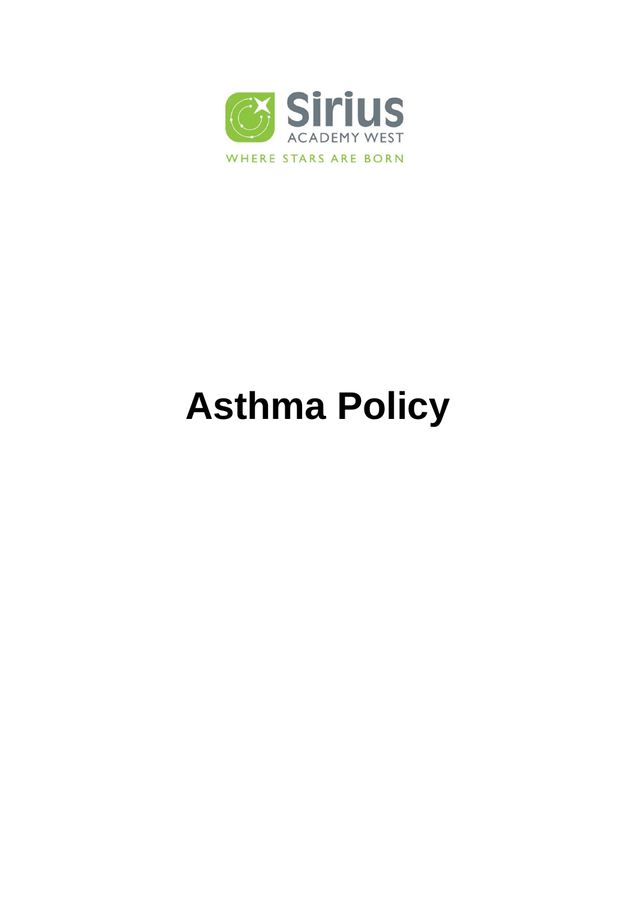Sirius

ACADEMY WEST

WHERE STARS ARE BORN

# Asthma Policy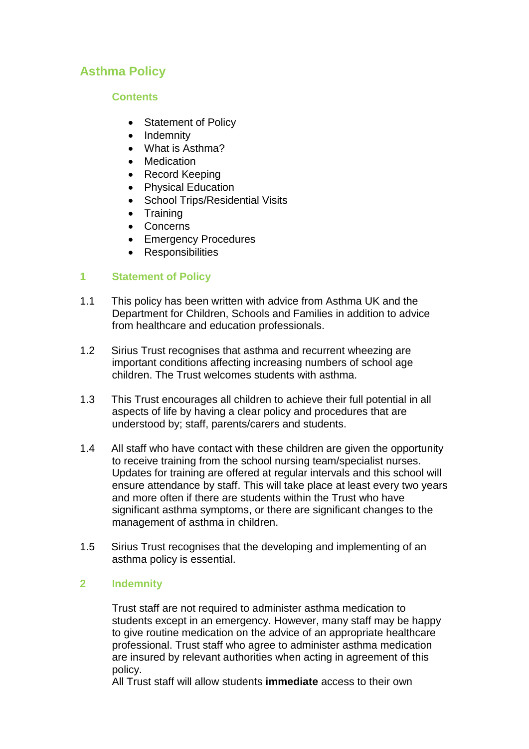# Asthma Policy

## Contents

- Statement of Policy
- Indemnity
- What is Asthma?
- Medication
- Record Keeping
- Physical Education
- School Trips/Residential Visits
- Training
- Concerns
- Emergency Procedures
- Responsibilities

## 1 Statement of Policy

1.1 This policy has been written with advice from Asthma UK and the Department for Children, Schools and Families in addition to advice from healthcare and education professionals.

1.2 Sirius Trust recognises that asthma and recurrent wheezing are important conditions affecting increasing numbers of school age children. The Trust welcomes students with asthma.

1.3 This Trust encourages all children to achieve their full potential in all aspects of life by having a clear policy and procedures that are understood by; staff, parents/carers and students.

1.4 All staff who have contact with these children are given the opportunity to receive training from the school nursing team/specialist nurses. Updates for training are offered at regular intervals and this school will ensure attendance by staff. This will take place at least every two years and more often if there are students within the Trust who have significant asthma symptoms, or there are significant changes to the management of asthma in children.

1.5 Sirius Trust recognises that the developing and implementing of an asthma policy is essential.

## 2 Indemnity

Trust staff are not required to administer asthma medication to students except in an emergency. However, many staff may be happy to give routine medication on the advice of an appropriate healthcare professional. Trust staff who agree to administer asthma medication are insured by relevant authorities when acting in agreement of this policy.
All Trust staff will allow students **immediate** access to their own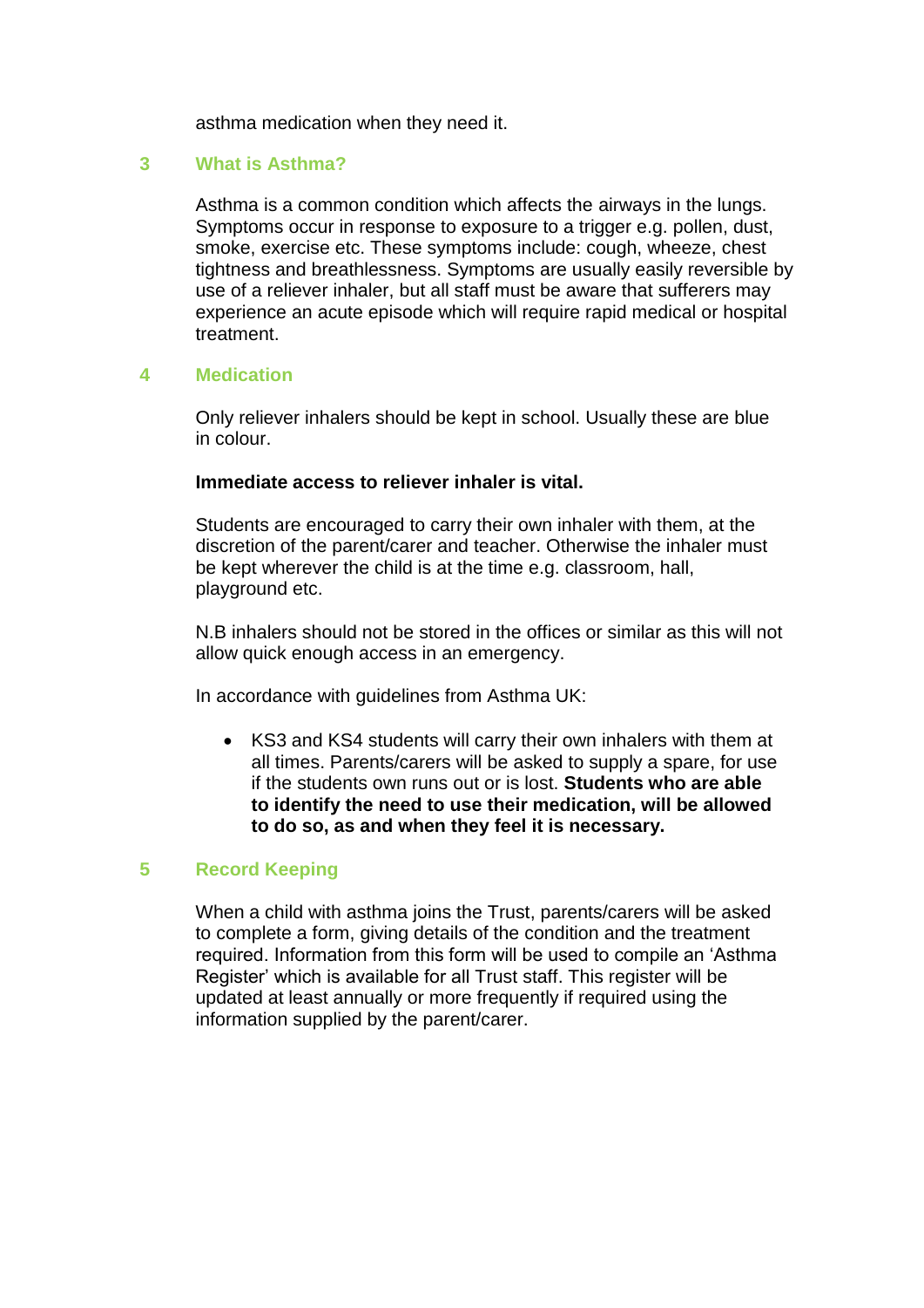asthma medication when they need it.

## 3 What is Asthma?

Asthma is a common condition which affects the airways in the lungs. Symptoms occur in response to exposure to a trigger e.g. pollen, dust, smoke, exercise etc. These symptoms include: cough, wheeze, chest tightness and breathlessness. Symptoms are usually easily reversible by use of a reliever inhaler, but all staff must be aware that sufferers may experience an acute episode which will require rapid medical or hospital treatment.

## 4 Medication

Only reliever inhalers should be kept in school. Usually these are blue in colour.

**Immediate access to reliever inhaler is vital.**

Students are encouraged to carry their own inhaler with them, at the discretion of the parent/carer and teacher. Otherwise the inhaler must be kept wherever the child is at the time e.g. classroom, hall, playground etc.

N.B inhalers should not be stored in the offices or similar as this will not allow quick enough access in an emergency.

In accordance with guidelines from Asthma UK:

- KS3 and KS4 students will carry their own inhalers with them at all times. Parents/carers will be asked to supply a spare, for use if the students own runs out or is lost. **Students who are able to identify the need to use their medication, will be allowed to do so, as and when they feel it is necessary.**

## 5 Record Keeping

When a child with asthma joins the Trust, parents/carers will be asked to complete a form, giving details of the condition and the treatment required. Information from this form will be used to compile an 'Asthma Register' which is available for all Trust staff. This register will be updated at least annually or more frequently if required using the information supplied by the parent/carer.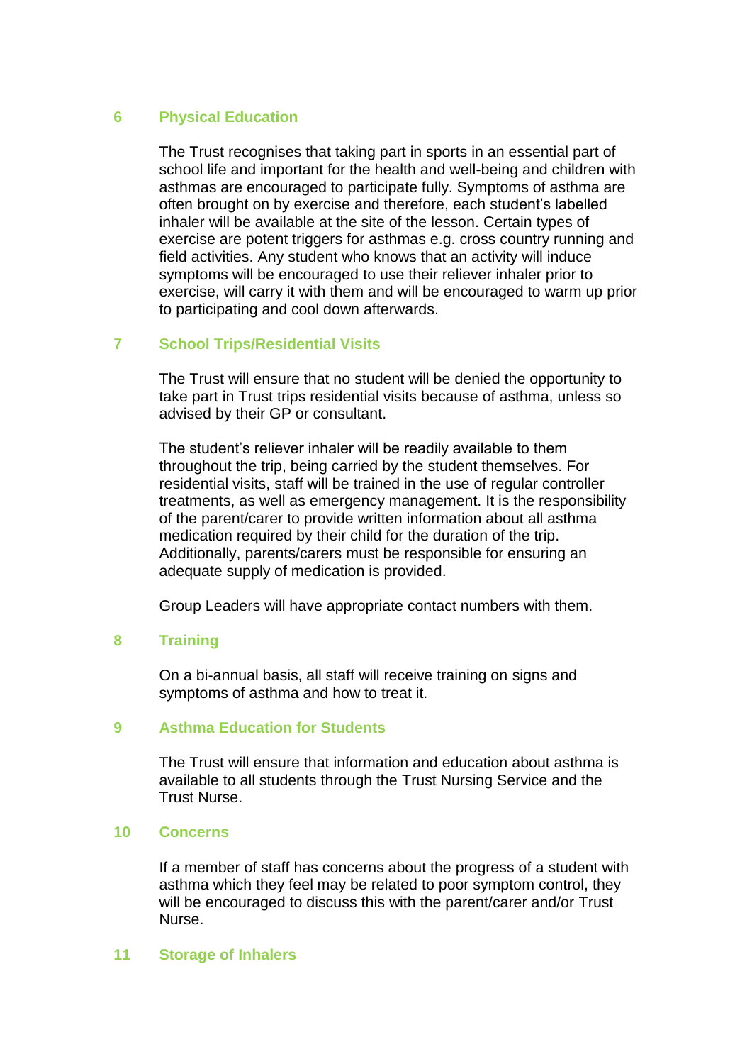## 6 Physical Education

The Trust recognises that taking part in sports in an essential part of school life and important for the health and well-being and children with asthmas are encouraged to participate fully. Symptoms of asthma are often brought on by exercise and therefore, each student's labelled inhaler will be available at the site of the lesson. Certain types of exercise are potent triggers for asthmas e.g. cross country running and field activities. Any student who knows that an activity will induce symptoms will be encouraged to use their reliever inhaler prior to exercise, will carry it with them and will be encouraged to warm up prior to participating and cool down afterwards.

## 7 School Trips/Residential Visits

The Trust will ensure that no student will be denied the opportunity to take part in Trust trips residential visits because of asthma, unless so advised by their GP or consultant.

The student's reliever inhaler will be readily available to them throughout the trip, being carried by the student themselves. For residential visits, staff will be trained in the use of regular controller treatments, as well as emergency management. It is the responsibility of the parent/carer to provide written information about all asthma medication required by their child for the duration of the trip. Additionally, parents/carers must be responsible for ensuring an adequate supply of medication is provided.

Group Leaders will have appropriate contact numbers with them.

## 8 Training

On a bi-annual basis, all staff will receive training on signs and symptoms of asthma and how to treat it.

## 9 Asthma Education for Students

The Trust will ensure that information and education about asthma is available to all students through the Trust Nursing Service and the Trust Nurse.

## 10 Concerns

If a member of staff has concerns about the progress of a student with asthma which they feel may be related to poor symptom control, they will be encouraged to discuss this with the parent/carer and/or Trust Nurse.

## 11 Storage of Inhalers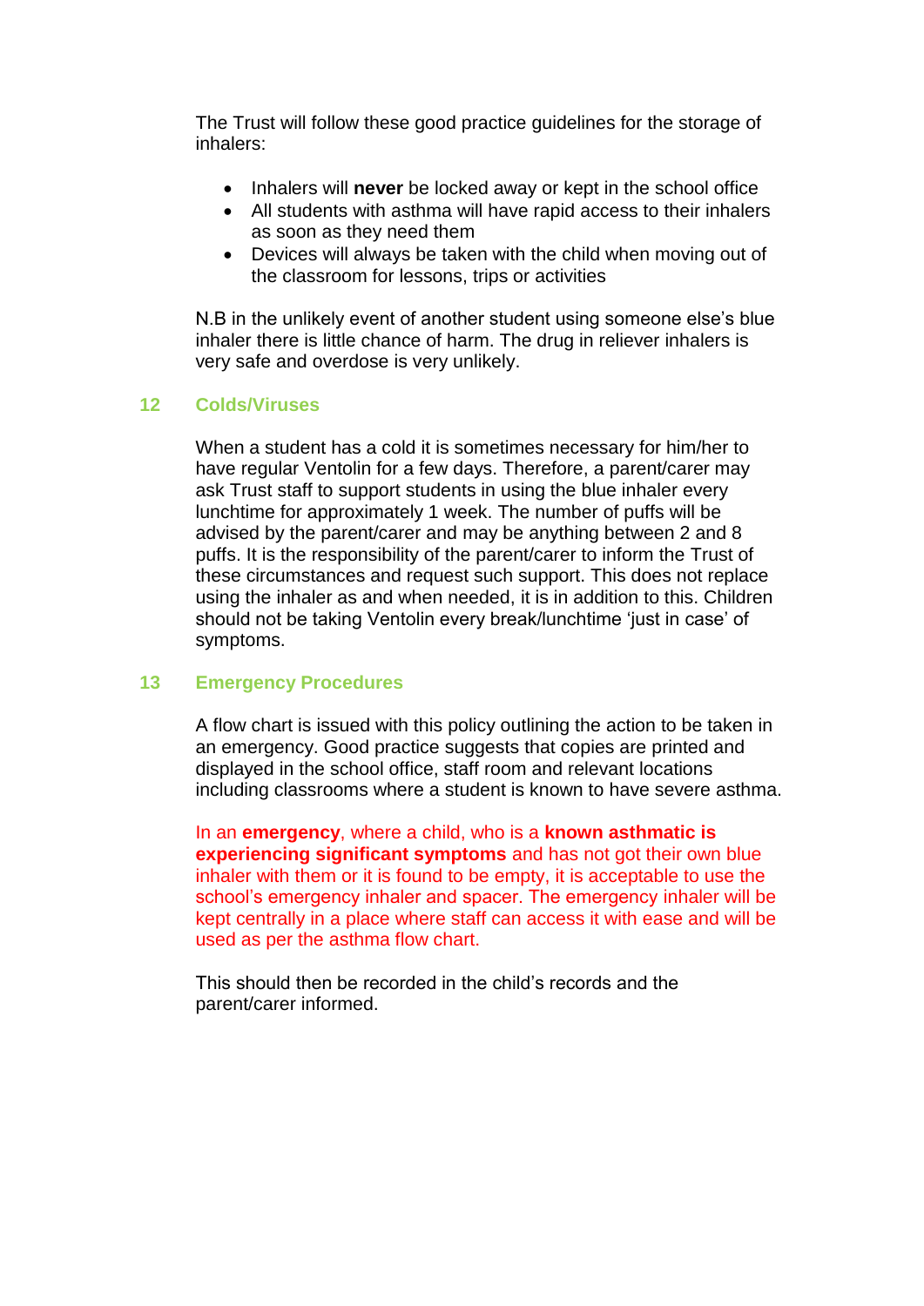The Trust will follow these good practice guidelines for the storage of inhalers:

- Inhalers will **never** be locked away or kept in the school office
- All students with asthma will have rapid access to their inhalers as soon as they need them
- Devices will always be taken with the child when moving out of the classroom for lessons, trips or activities

N.B in the unlikely event of another student using someone else's blue inhaler there is little chance of harm. The drug in reliever inhalers is very safe and overdose is very unlikely.

## 12 Colds/Viruses

When a student has a cold it is sometimes necessary for him/her to have regular Ventolin for a few days. Therefore, a parent/carer may ask Trust staff to support students in using the blue inhaler every lunchtime for approximately 1 week. The number of puffs will be advised by the parent/carer and may be anything between 2 and 8 puffs. It is the responsibility of the parent/carer to inform the Trust of these circumstances and request such support. This does not replace using the inhaler as and when needed, it is in addition to this. Children should not be taking Ventolin every break/lunchtime 'just in case' of symptoms.

## 13 Emergency Procedures

A flow chart is issued with this policy outlining the action to be taken in an emergency. Good practice suggests that copies are printed and displayed in the school office, staff room and relevant locations including classrooms where a student is known to have severe asthma.

In an **emergency**, where a child, who is a **known asthmatic is experiencing significant symptoms** and has not got their own blue inhaler with them or it is found to be empty, it is acceptable to use the school's emergency inhaler and spacer. The emergency inhaler will be kept centrally in a place where staff can access it with ease and will be used as per the asthma flow chart.

This should then be recorded in the child's records and the parent/carer informed.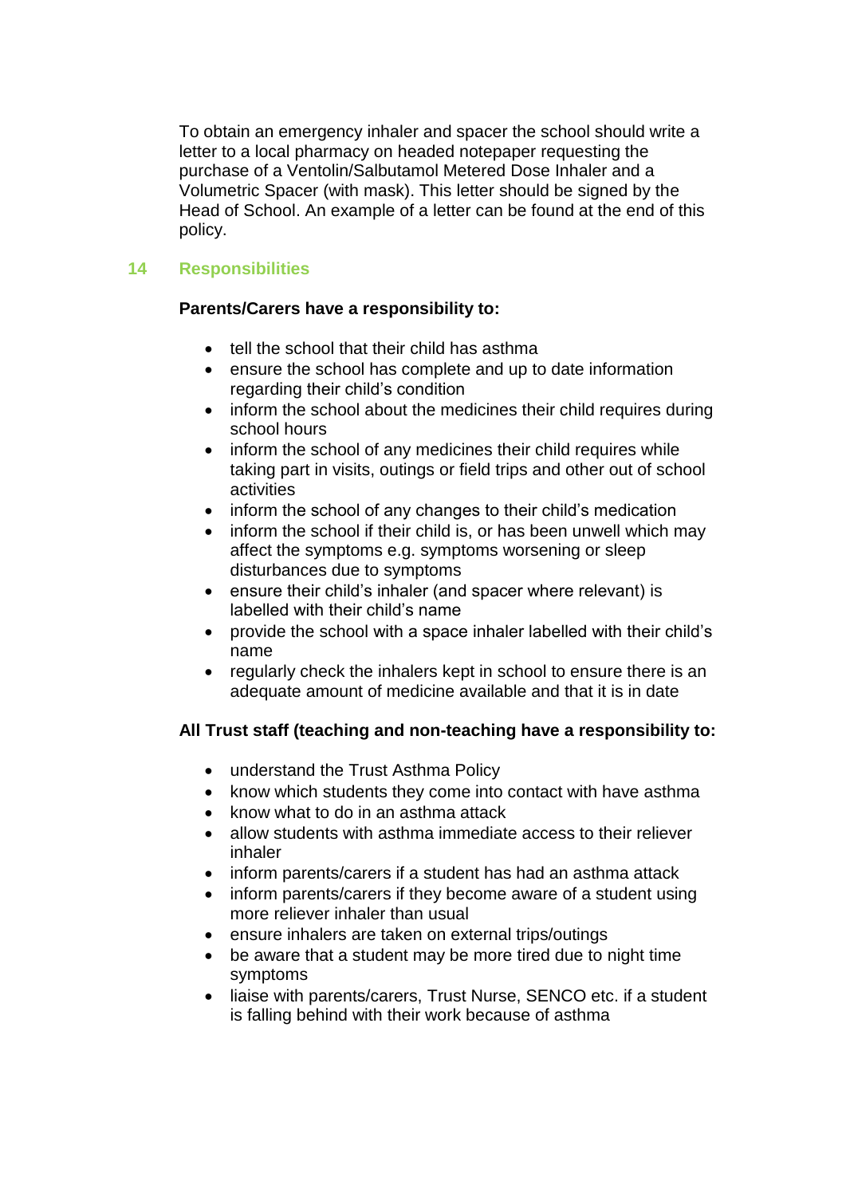To obtain an emergency inhaler and spacer the school should write a letter to a local pharmacy on headed notepaper requesting the purchase of a Ventolin/Salbutamol Metered Dose Inhaler and a Volumetric Spacer (with mask). This letter should be signed by the Head of School. An example of a letter can be found at the end of this policy.

## 14 Responsibilities

**Parents/Carers have a responsibility to:**

- tell the school that their child has asthma
- ensure the school has complete and up to date information regarding their child's condition
- inform the school about the medicines their child requires during school hours
- inform the school of any medicines their child requires while taking part in visits, outings or field trips and other out of school activities
- inform the school of any changes to their child's medication
- inform the school if their child is, or has been unwell which may affect the symptoms e.g. symptoms worsening or sleep disturbances due to symptoms
- ensure their child's inhaler (and spacer where relevant) is labelled with their child's name
- provide the school with a space inhaler labelled with their child's name
- regularly check the inhalers kept in school to ensure there is an adequate amount of medicine available and that it is in date

**All Trust staff (teaching and non-teaching have a responsibility to:**

- understand the Trust Asthma Policy
- know which students they come into contact with have asthma
- know what to do in an asthma attack
- allow students with asthma immediate access to their reliever inhaler
- inform parents/carers if a student has had an asthma attack
- inform parents/carers if they become aware of a student using more reliever inhaler than usual
- ensure inhalers are taken on external trips/outings
- be aware that a student may be more tired due to night time symptoms
- liaise with parents/carers, Trust Nurse, SENCO etc. if a student is falling behind with their work because of asthma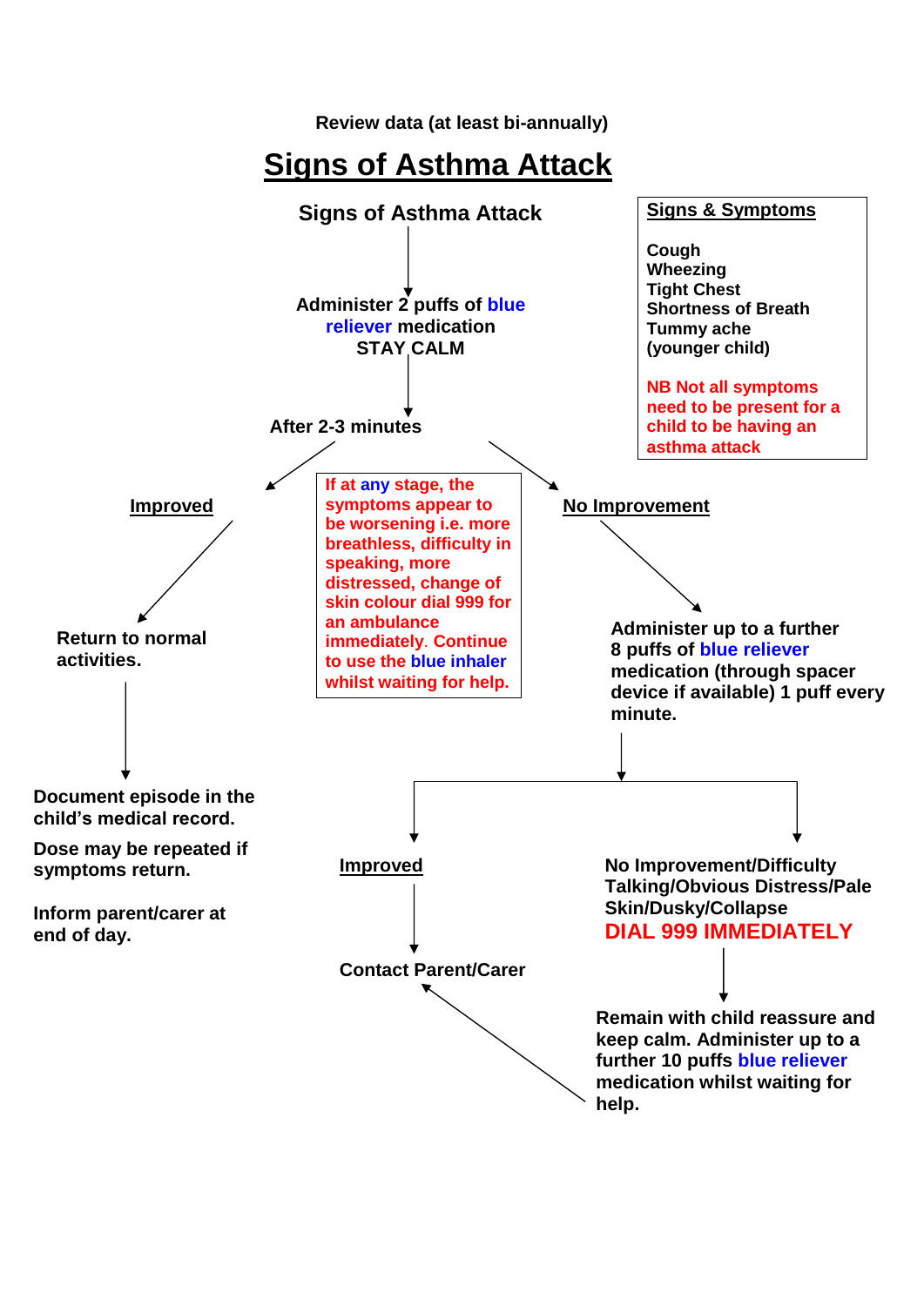Review data (at least bi-annually)

# Signs of Asthma Attack

**Signs of Asthma Attack**

↓

**Administer 2 puffs of blue reliever medication**
**STAY CALM**

↓

**After 2-3 minutes**

**Signs & Symptoms**

**Cough**
**Wheezing**
**Tight Chest**
**Shortness of Breath**
**Tummy ache (younger child)**

**NB Not all symptoms need to be present for a child to be having an asthma attack**

**If at any stage, the symptoms appear to be worsening i.e. more breathlessness, difficulty in speaking, more distressed, change of skin colour dial 999 for an ambulance immediately. Continue to use the blue inhaler whilst waiting for help.**

## Improved

**Return to normal activities.**

↓

**Document episode in the child's medical record.**

**Dose may be repeated if symptoms return.**

**Inform parent/carer at end of day.**

## No Improvement

**Administer up to a further 8 puffs of blue reliever medication (through spacer device if available) 1 puff every minute.**

↓

### Improved

↓

**Contact Parent/Carer**

### No Improvement/Difficulty Talking/Obvious Distress/Pale Skin/Dusky/Collapse

**DIAL 999 IMMEDIATELY**

↓

**Remain with child reassure and keep calm. Administer up to a further 10 puffs blue reliever medication whilst waiting for help.**

→ **Contact Parent/Carer**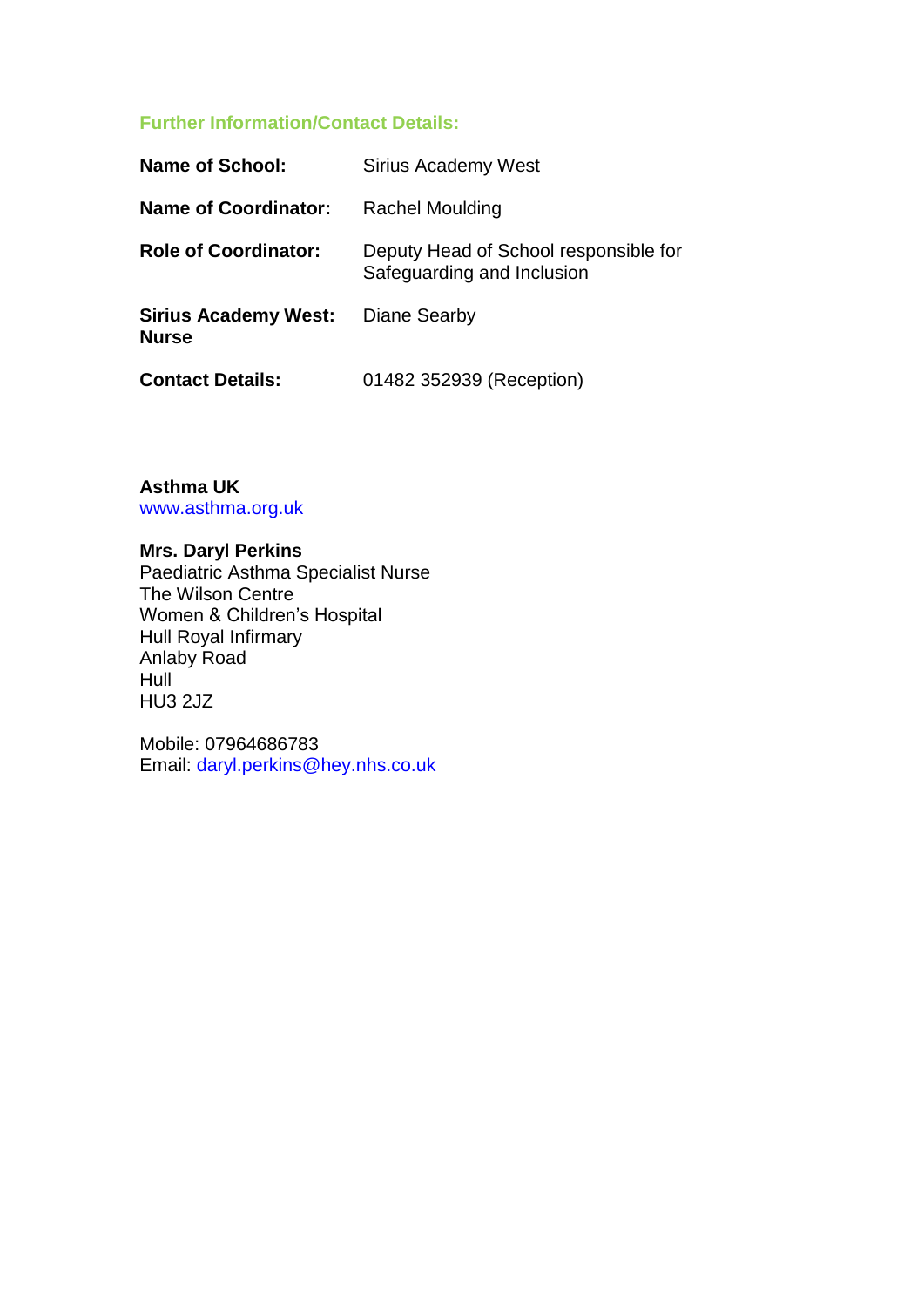## Further Information/Contact Details:

| | |
|---|---|
| **Name of School:** | Sirius Academy West |
| **Name of Coordinator:** | Rachel Moulding |
| **Role of Coordinator:** | Deputy Head of School responsible for Safeguarding and Inclusion |
| **Sirius Academy West: Nurse** | Diane Searby |
| **Contact Details:** | 01482 352939 (Reception) |

**Asthma UK**
www.asthma.org.uk

**Mrs. Daryl Perkins**
Paediatric Asthma Specialist Nurse
The Wilson Centre
Women & Children's Hospital
Hull Royal Infirmary
Anlaby Road
Hull
HU3 2JZ

Mobile: 07964686783
Email: daryl.perkins@hey.nhs.co.uk